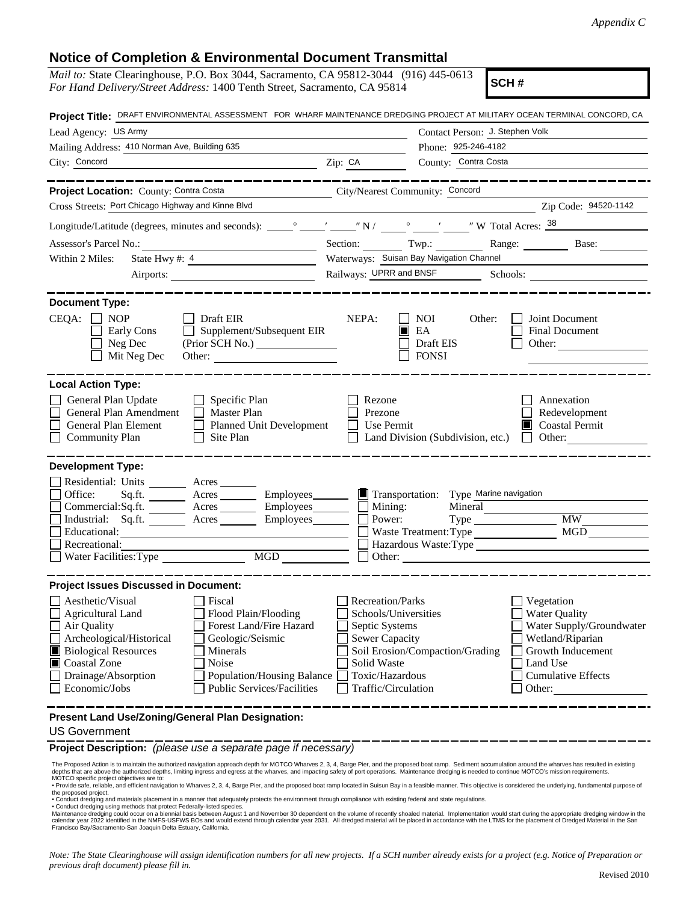*Appendix C*

# Notice of Completion & Environmental Document Transmittal

*Mail to:* State Clearinghouse, P.O. Box 3044, Sacramento, CA 95812-3044 (916) 445-0613
*For Hand Delivery/Street Address:* 1400 Tenth Street, Sacramento, CA 95814

**SCH #**

**Project Title:** DRAFT ENVIRONMENTAL ASSESSMENT FOR WHARF MAINTENANCE DREDGING PROJECT AT MILITARY OCEAN TERMINAL CONCORD, CA

Lead Agency: US Army
Contact Person: J. Stephen Volk
Mailing Address: 410 Norman Ave, Building 635
Phone: 925-246-4182
City: Concord
Zip: CA
County: Contra Costa

---

**Project Location:** County: Contra Costa
City/Nearest Community: Concord
Cross Streets: Port Chicago Highway and Kinne Blvd
Zip Code: 94520-1142
Longitude/Latitude (degrees, minutes and seconds): ___° ___′ ___″ N / ___° ___′ ___″ W Total Acres: 38
Assessor's Parcel No.: ______ Section: ______ Twp.: ______ Range: ______ Base: ______
Within 2 Miles: State Hwy #: 4
Waterways: Suisan Bay Navigation Channel
Airports: ______
Railways: UPRR and BNSF
Schools: ______

---

**Document Type:**

CEQA: ☐ NOP ☐ Draft EIR ☐ Early Cons ☐ Supplement/Subsequent EIR ☐ Neg Dec (Prior SCH No.) ______ ☐ Mit Neg Dec Other: ______

NEPA: ☐ NOI ☒ EA ☐ Draft EIS ☐ FONSI

Other: ☐ Joint Document ☐ Final Document ☐ Other: ______

---

**Local Action Type:**

☐ General Plan Update ☐ Specific Plan ☐ Rezone ☐ Annexation
☐ General Plan Amendment ☐ Master Plan ☐ Prezone ☐ Redevelopment
☐ General Plan Element ☐ Planned Unit Development ☐ Use Permit ☒ Coastal Permit
☐ Community Plan ☐ Site Plan ☐ Land Division (Subdivision, etc.) ☐ Other: ______

---

**Development Type:**

☐ Residential: Units ______ Acres ______
☐ Office: Sq.ft. ______ Acres ______ Employees ______
☐ Commercial: Sq.ft. ______ Acres ______ Employees ______
☐ Industrial: Sq.ft. ______ Acres ______ Employees ______
☐ Educational: ______
☐ Recreational: ______
☐ Water Facilities: Type ______ MGD ______
☒ Transportation: Type Marine navigation
☐ Mining: Mineral ______
☐ Power: Type ______ MW ______
☐ Waste Treatment: Type ______ MGD ______
☐ Hazardous Waste: Type ______
☐ Other: ______

---

**Project Issues Discussed in Document:**

☐ Aesthetic/Visual ☐ Fiscal ☐ Recreation/Parks ☐ Vegetation
☐ Agricultural Land ☐ Flood Plain/Flooding ☐ Schools/Universities ☐ Water Quality
☐ Air Quality ☐ Forest Land/Fire Hazard ☐ Septic Systems ☐ Water Supply/Groundwater
☐ Archeological/Historical ☐ Geologic/Seismic ☐ Sewer Capacity ☐ Wetland/Riparian
☒ Biological Resources ☐ Minerals ☐ Soil Erosion/Compaction/Grading ☐ Growth Inducement
☒ Coastal Zone ☐ Noise ☐ Solid Waste ☐ Land Use
☐ Drainage/Absorption ☐ Population/Housing Balance ☐ Toxic/Hazardous ☐ Cumulative Effects
☐ Economic/Jobs ☐ Public Services/Facilities ☐ Traffic/Circulation ☐ Other: ______

---

**Present Land Use/Zoning/General Plan Designation:**

US Government

**Project Description:** *(please use a separate page if necessary)*

The Proposed Action is to maintain the authorized navigation approach depth for MOTCO Wharves 2, 3, 4, Barge Pier, and the proposed boat ramp. Sediment accumulation around the wharves has resulted in existing depths that are above the authorized depths, limiting ingress and egress at the wharves, and impacting safety of port operations. Maintenance dredging is needed to continue MOTCO's mission requirements.
MOTCO specific project objectives are to:
• Provide safe, reliable, and efficient navigation to Wharves 2, 3, 4, Barge Pier, and the proposed boat ramp located in Suisun Bay in a feasible manner. This objective is considered the underlying, fundamental purpose of the proposed project.
• Conduct dredging and materials placement in a manner that adequately protects the environment through compliance with existing federal and state regulations.
• Conduct dredging using methods that protect Federally-listed species.
Maintenance dredging could occur on a biennial basis between August 1 and November 30 dependent on the volume of recently shoaled material. Implementation would start during the appropriate dredging window in the calendar year 2022 identified in the NMFS-USFWS BOs and would extend through calendar year 2031. All dredged material will be placed in accordance with the LTMS for the placement of Dredged Material in the San Francisco Bay/Sacramento-San Joaquin Delta Estuary, California.

*Note: The State Clearinghouse will assign identification numbers for all new projects. If a SCH number already exists for a project (e.g. Notice of Preparation or previous draft document) please fill in.*

Revised 2010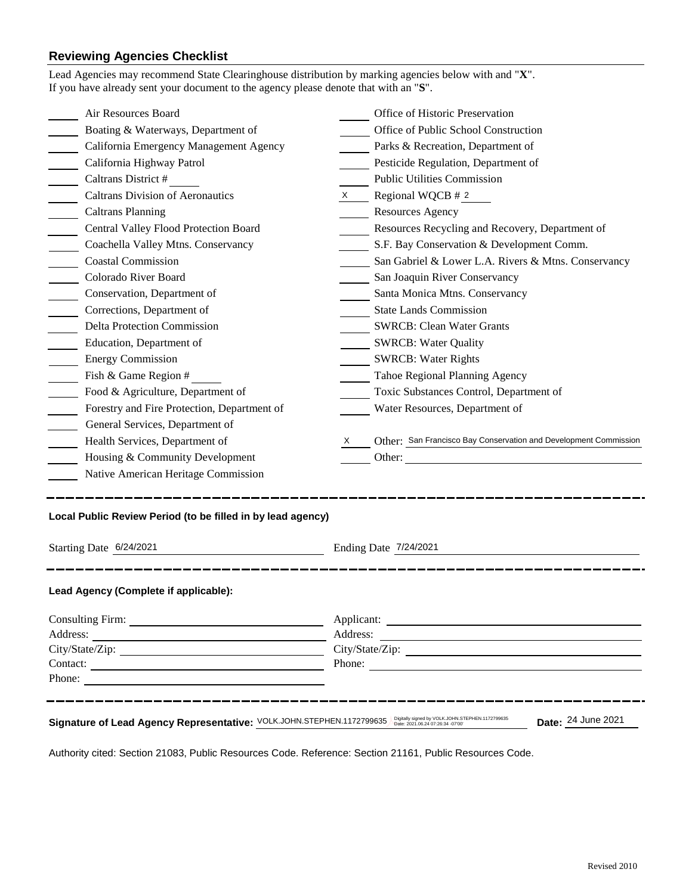## Reviewing Agencies Checklist

Lead Agencies may recommend State Clearinghouse distribution by marking agencies below with and "**X**".
If you have already sent your document to the agency please denote that with an "**S**".

| | | | |
|---|---|---|---|
| | Air Resources Board | | Office of Historic Preservation |
| | Boating & Waterways, Department of | | Office of Public School Construction |
| | California Emergency Management Agency | | Parks & Recreation, Department of |
| | California Highway Patrol | | Pesticide Regulation, Department of |
| | Caltrans District # | | Public Utilities Commission |
| | Caltrans Division of Aeronautics | X | Regional WQCB # 2 |
| | Caltrans Planning | | Resources Agency |
| | Central Valley Flood Protection Board | | Resources Recycling and Recovery, Department of |
| | Coachella Valley Mtns. Conservancy | | S.F. Bay Conservation & Development Comm. |
| | Coastal Commission | | San Gabriel & Lower L.A. Rivers & Mtns. Conservancy |
| | Colorado River Board | | San Joaquin River Conservancy |
| | Conservation, Department of | | Santa Monica Mtns. Conservancy |
| | Corrections, Department of | | State Lands Commission |
| | Delta Protection Commission | | SWRCB: Clean Water Grants |
| | Education, Department of | | SWRCB: Water Quality |
| | Energy Commission | | SWRCB: Water Rights |
| | Fish & Game Region # | | Tahoe Regional Planning Agency |
| | Food & Agriculture, Department of | | Toxic Substances Control, Department of |
| | Forestry and Fire Protection, Department of | | Water Resources, Department of |
| | General Services, Department of | | |
| | Health Services, Department of | X | Other: San Francisco Bay Conservation and Development Commission |
| | Housing & Community Development | | Other: |
| | Native American Heritage Commission | | |

---

**Local Public Review Period (to be filled in by lead agency)**

Starting Date 6/24/2021 Ending Date 7/24/2021

---

**Lead Agency (Complete if applicable):**

| | |
|---|---|
| Consulting Firm: | Applicant: |
| Address: | Address: |
| City/State/Zip: | City/State/Zip: |
| Contact: | Phone: |
| Phone: | |

---

**Signature of Lead Agency Representative:** VOLK.JOHN.STEPHEN.1172799635 Digitally signed by VOLK.JOHN.STEPHEN.1172799635 Date: 2021.06.24 07:26:34 -07'00' **Date:** 24 June 2021

Authority cited: Section 21083, Public Resources Code. Reference: Section 21161, Public Resources Code.

Revised 2010